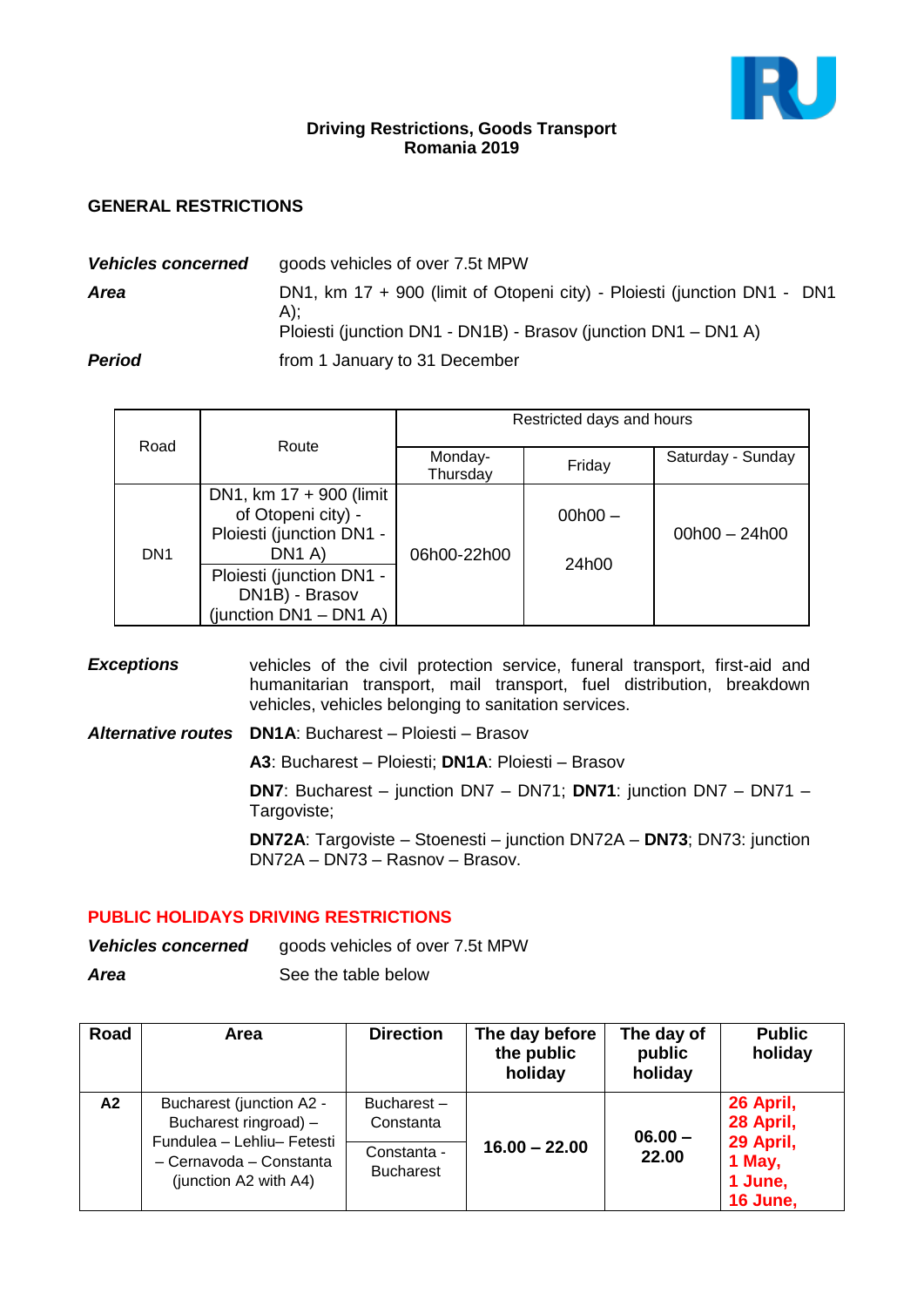**Driving Restrictions, Goods Transport**
**Romania 2019**

## GENERAL RESTRICTIONS

***Vehicles concerned*** goods vehicles of over 7.5t MPW

***Area*** DN1, km 17 + 900 (limit of Otopeni city) - Ploiesti (junction DN1 - DN1 A);
Ploiesti (junction DN1 - DN1B) - Brasov (junction DN1 – DN1 A)

***Period*** from 1 January to 31 December

| Road | Route | Restricted days and hours | | |
|---|---|---|---|---|
| | | Monday-Thursday | Friday | Saturday - Sunday |
| DN1 | DN1, km 17 + 900 (limit of Otopeni city) - Ploiesti (junction DN1 - DN1 A) | 06h00-22h00 | 00h00 – 24h00 | 00h00 – 24h00 |
| | Ploiesti (junction DN1 - DN1B) - Brasov (junction DN1 – DN1 A) | | | |

***Exceptions*** vehicles of the civil protection service, funeral transport, first-aid and humanitarian transport, mail transport, fuel distribution, breakdown vehicles, vehicles belonging to sanitation services.

***Alternative routes*** **DN1A**: Bucharest – Ploiesti – Brasov

**A3**: Bucharest – Ploiesti; **DN1A**: Ploiesti – Brasov

**DN7**: Bucharest – junction DN7 – DN71; **DN71**: junction DN7 – DN71 – Targoviste;

**DN72A**: Targoviste – Stoenesti – junction DN72A – **DN73**; DN73: junction DN72A – DN73 – Rasnov – Brasov.

## PUBLIC HOLIDAYS DRIVING RESTRICTIONS

***Vehicles concerned*** goods vehicles of over 7.5t MPW

***Area*** See the table below

| Road | Area | Direction | The day before the public holiday | The day of public holiday | Public holiday |
|---|---|---|---|---|---|
| **A2** | Bucharest (junction A2 - Bucharest ringroad) – Fundulea – Lehliu– Fetesti – Cernavoda – Constanta (junction A2 with A4) | Bucharest – Constanta | **16.00 – 22.00** | **06.00 – 22.00** | **26 April, 28 April, 29 April, 1 May, 1 June, 16 June,** |
| | | Constanta - Bucharest | | | |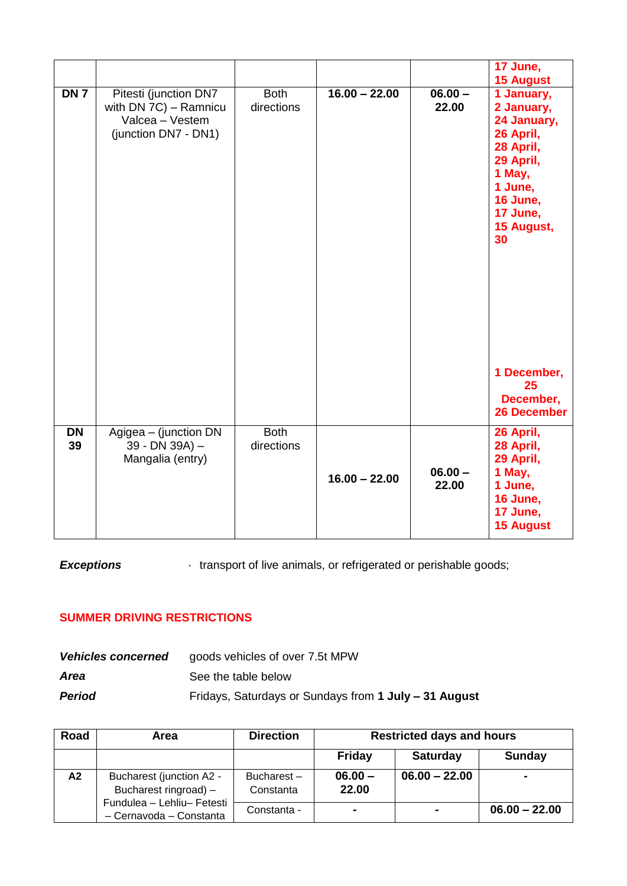|  |  |  |  |  | 17 June, 15 August |
|---|---|---|---|---|---|
| **DN 7** | Pitesti (junction DN7 with DN 7C) – Ramnicu Valcea – Vestem (junction DN7 - DN1) | Both directions | **16.00 – 22.00** | **06.00 – 22.00** | **1 January, 2 January, 24 January, 26 April, 28 April, 29 April, 1 May, 1 June, 16 June, 17 June, 15 August, 30 1 December, 25 December, 26 December** |
| **DN 39** | Agigea – (junction DN 39 - DN 39A) – Mangalia (entry) | Both directions | **16.00 – 22.00** | **06.00 – 22.00** | **26 April, 28 April, 29 April, 1 May, 1 June, 16 June, 17 June, 15 August** |

***Exceptions*** · transport of live animals, or refrigerated or perishable goods;

## SUMMER DRIVING RESTRICTIONS

***Vehicles concerned*** goods vehicles of over 7.5t MPW

***Area*** See the table below

***Period*** Fridays, Saturdays or Sundays from **1 July – 31 August**

| Road | Area | Direction | Restricted days and hours | | |
|---|---|---|---|---|---|
| | | | **Friday** | **Saturday** | **Sunday** |
| **A2** | Bucharest (junction A2 - Bucharest ringroad) – Fundulea – Lehliu– Fetesti – Cernavoda – Constanta | Bucharest – Constanta | **06.00 – 22.00** | **06.00 – 22.00** | **-** |
| | | Constanta - | **-** | **-** | **06.00 – 22.00** |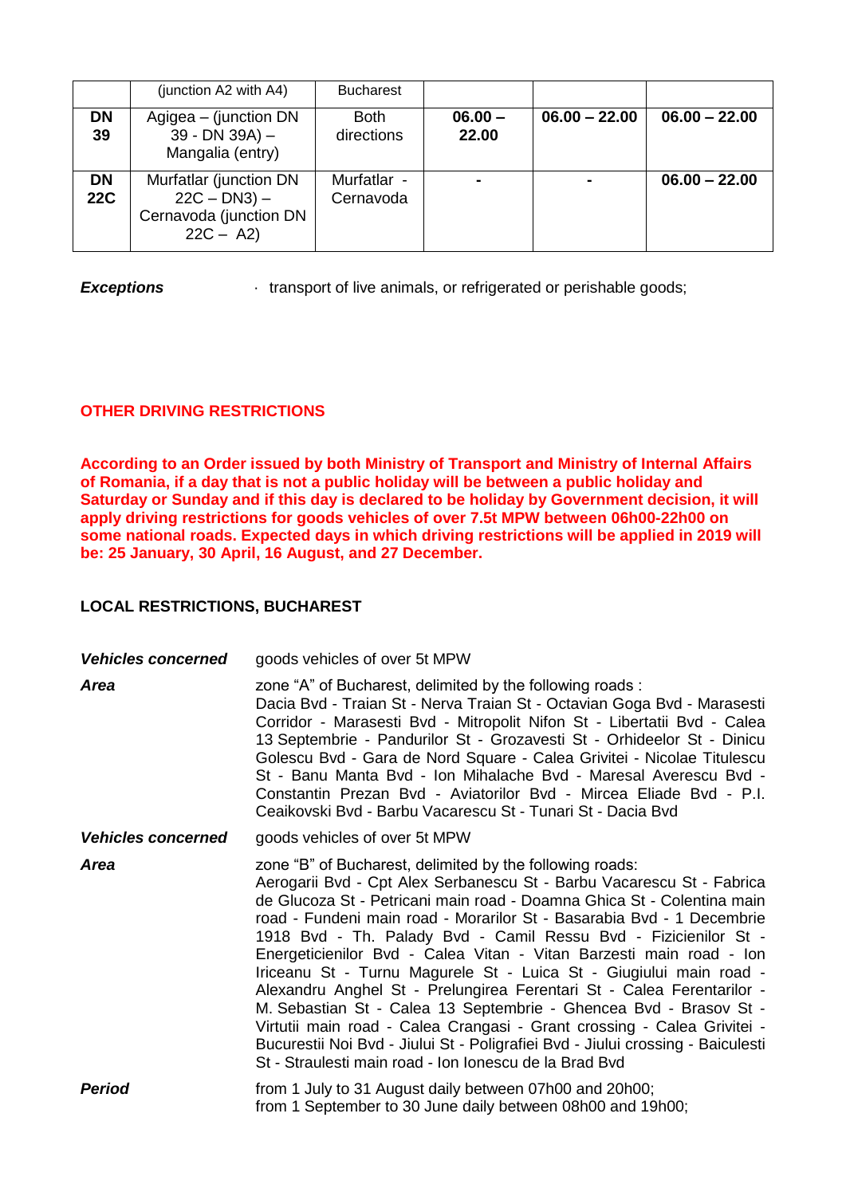|  | (junction A2 with A4) | Bucharest |  |  |  |
|---|---|---|---|---|---|
| **DN 39** | Agigea – (junction DN 39 - DN 39A) – Mangalia (entry) | Both directions | **06.00 – 22.00** | **06.00 – 22.00** | **06.00 – 22.00** |
| **DN 22C** | Murfatlar (junction DN 22C – DN3) – Cernavoda (junction DN 22C – A2) | Murfatlar - Cernavoda | **-** | **-** | **06.00 – 22.00** |

***Exceptions***

- transport of live animals, or refrigerated or perishable goods;

## OTHER DRIVING RESTRICTIONS

**According to an Order issued by both Ministry of Transport and Ministry of Internal Affairs of Romania, if a day that is not a public holiday will be between a public holiday and Saturday or Sunday and if this day is declared to be holiday by Government decision, it will apply driving restrictions for goods vehicles of over 7.5t MPW between 06h00-22h00 on some national roads. Expected days in which driving restrictions will be applied in 2019 will be: 25 January, 30 April, 16 August, and 27 December.**

## LOCAL RESTRICTIONS, BUCHAREST

***Vehicles concerned*** goods vehicles of over 5t MPW

***Area*** zone "A" of Bucharest, delimited by the following roads :
Dacia Bvd - Traian St - Nerva Traian St - Octavian Goga Bvd - Marasesti Corridor - Marasesti Bvd - Mitropolit Nifon St - Libertatii Bvd - Calea 13 Septembrie - Pandurilor St - Grozavesti St - Orhideelor St - Dinicu Golescu Bvd - Gara de Nord Square - Calea Grivitei - Nicolae Titulescu St - Banu Manta Bvd - Ion Mihalache Bvd - Maresal Averescu Bvd - Constantin Prezan Bvd - Aviatorilor Bvd - Mircea Eliade Bvd - P.I. Ceaikovski Bvd - Barbu Vacarescu St - Tunari St - Dacia Bvd

***Vehicles concerned*** goods vehicles of over 5t MPW

***Area*** zone "B" of Bucharest, delimited by the following roads:
Aerogarii Bvd - Cpt Alex Serbanescu St - Barbu Vacarescu St - Fabrica de Glucoza St - Petricani main road - Doamna Ghica St - Colentina main road - Fundeni main road - Morarilor St - Basarabia Bvd - 1 Decembrie 1918 Bvd - Th. Palady Bvd - Camil Ressu Bvd - Fizicienilor St - Energeticienilor Bvd - Calea Vitan - Vitan Barzesti main road - Ion Iriceanu St - Turnu Magurele St - Luica St - Giugiului main road - Alexandru Anghel St - Prelungirea Ferentari St - Calea Ferentarilor - M. Sebastian St - Calea 13 Septembrie - Ghencea Bvd - Brasov St - Virtutii main road - Calea Crangasi - Grant crossing - Calea Grivitei - Bucurestii Noi Bvd - Jiului St - Poligrafiei Bvd - Jiului crossing - Baiculesti St - Straulesti main road - Ion Ionescu de la Brad Bvd

***Period*** from 1 July to 31 August daily between 07h00 and 20h00;
from 1 September to 30 June daily between 08h00 and 19h00;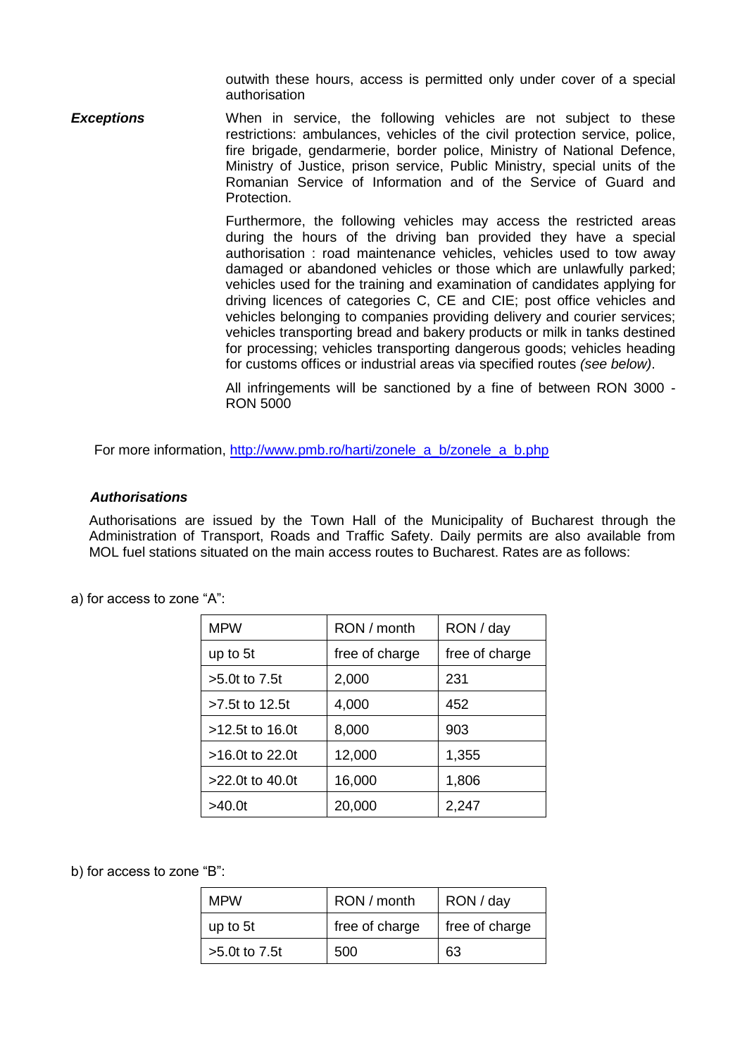outwith these hours, access is permitted only under cover of a special authorisation

***Exceptions***

When in service, the following vehicles are not subject to these restrictions: ambulances, vehicles of the civil protection service, police, fire brigade, gendarmerie, border police, Ministry of National Defence, Ministry of Justice, prison service, Public Ministry, special units of the Romanian Service of Information and of the Service of Guard and Protection.

Furthermore, the following vehicles may access the restricted areas during the hours of the driving ban provided they have a special authorisation : road maintenance vehicles, vehicles used to tow away damaged or abandoned vehicles or those which are unlawfully parked; vehicles used for the training and examination of candidates applying for driving licences of categories C, CE and CIE; post office vehicles and vehicles belonging to companies providing delivery and courier services; vehicles transporting bread and bakery products or milk in tanks destined for processing; vehicles transporting dangerous goods; vehicles heading for customs offices or industrial areas via specified routes *(see below)*.

All infringements will be sanctioned by a fine of between RON 3000 - RON 5000

For more information, http://www.pmb.ro/harti/zonele_a_b/zonele_a_b.php

***Authorisations***

Authorisations are issued by the Town Hall of the Municipality of Bucharest through the Administration of Transport, Roads and Traffic Safety. Daily permits are also available from MOL fuel stations situated on the main access routes to Bucharest. Rates are as follows:

a) for access to zone "A":

| MPW | RON / month | RON / day |
|---|---|---|
| up to 5t | free of charge | free of charge |
| >5.0t to 7.5t | 2,000 | 231 |
| >7.5t to 12.5t | 4,000 | 452 |
| >12.5t to 16.0t | 8,000 | 903 |
| >16.0t to 22.0t | 12,000 | 1,355 |
| >22.0t to 40.0t | 16,000 | 1,806 |
| >40.0t | 20,000 | 2,247 |

b) for access to zone "B":

| MPW | RON / month | RON / day |
|---|---|---|
| up to 5t | free of charge | free of charge |
| >5.0t to 7.5t | 500 | 63 |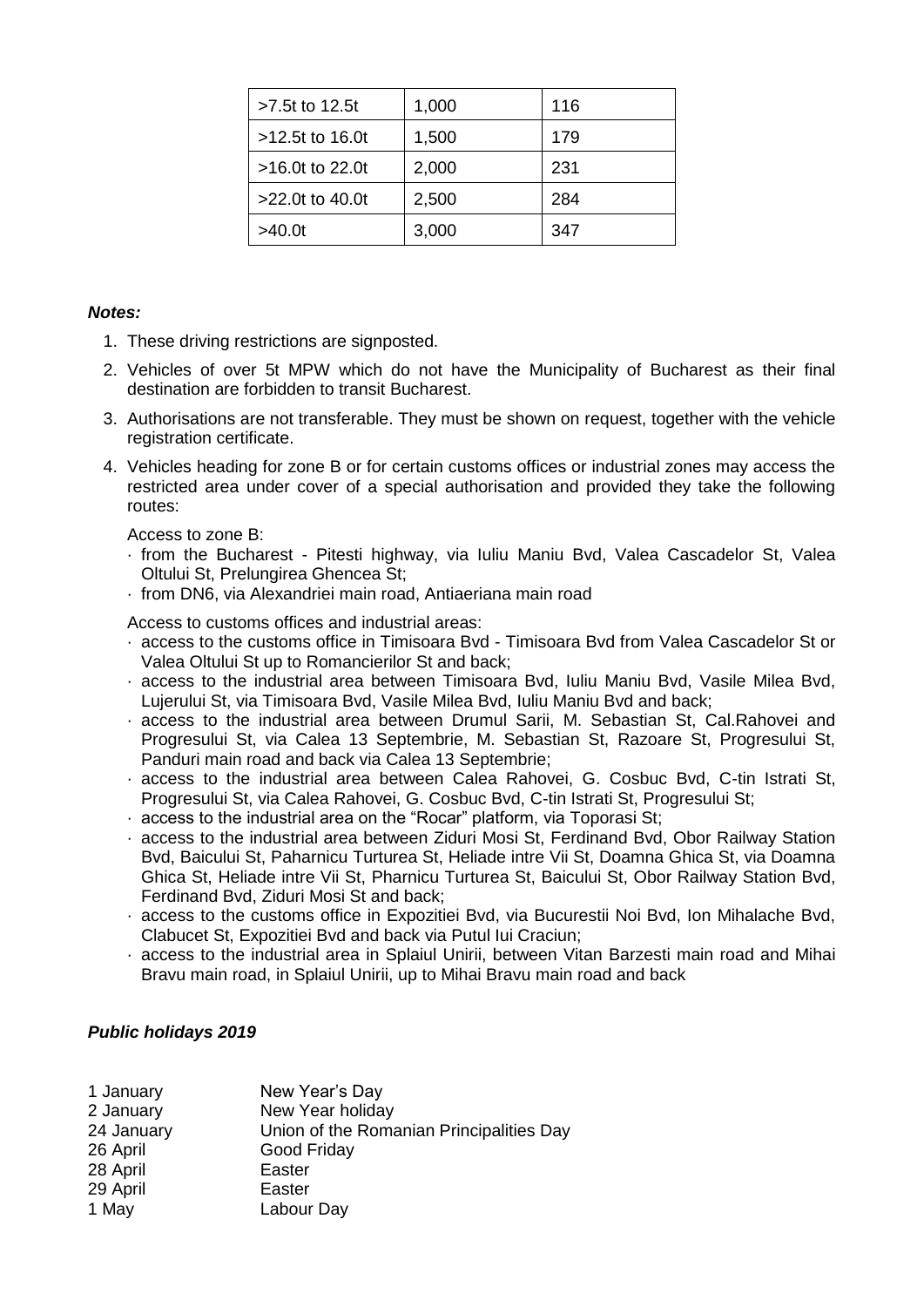| >7.5t to 12.5t | 1,000 | 116 |
|---|---|---|
| >12.5t to 16.0t | 1,500 | 179 |
| >16.0t to 22.0t | 2,000 | 231 |
| >22.0t to 40.0t | 2,500 | 284 |
| >40.0t | 3,000 | 347 |

***Notes:***

1. These driving restrictions are signposted.
2. Vehicles of over 5t MPW which do not have the Municipality of Bucharest as their final destination are forbidden to transit Bucharest.
3. Authorisations are not transferable. They must be shown on request, together with the vehicle registration certificate.
4. Vehicles heading for zone B or for certain customs offices or industrial zones may access the restricted area under cover of a special authorisation and provided they take the following routes:

   Access to zone B:
   - from the Bucharest - Pitesti highway, via Iuliu Maniu Bvd, Valea Cascadelor St, Valea Oltului St, Prelungirea Ghencea St;
   - from DN6, via Alexandriei main road, Antiaeriana main road

   Access to customs offices and industrial areas:
   - access to the customs office in Timisoara Bvd - Timisoara Bvd from Valea Cascadelor St or Valea Oltului St up to Romancierilor St and back;
   - access to the industrial area between Timisoara Bvd, Iuliu Maniu Bvd, Vasile Milea Bvd, Lujerului St, via Timisoara Bvd, Vasile Milea Bvd, Iuliu Maniu Bvd and back;
   - access to the industrial area between Drumul Sarii, M. Sebastian St, Cal.Rahovei and Progresului St, via Calea 13 Septembrie, M. Sebastian St, Razoare St, Progresului St, Panduri main road and back via Calea 13 Septembrie;
   - access to the industrial area between Calea Rahovei, G. Cosbuc Bvd, C-tin Istrati St, Progresului St, via Calea Rahovei, G. Cosbuc Bvd, C-tin Istrati St, Progresului St;
   - access to the industrial area on the "Rocar" platform, via Toporasi St;
   - access to the industrial area between Ziduri Mosi St, Ferdinand Bvd, Obor Railway Station Bvd, Baicului St, Paharnicu Turturea St, Heliade intre Vii St, Doamna Ghica St, via Doamna Ghica St, Heliade intre Vii St, Pharnicu Turturea St, Baicului St, Obor Railway Station Bvd, Ferdinand Bvd, Ziduri Mosi St and back;
   - access to the customs office in Expozitiei Bvd, via Bucurestii Noi Bvd, Ion Mihalache Bvd, Clabucet St, Expozitiei Bvd and back via Putul lui Craciun;
   - access to the industrial area in Splaiul Unirii, between Vitan Barzesti main road and Mihai Bravu main road, in Splaiul Unirii, up to Mihai Bravu main road and back

***Public holidays 2019***

| | |
|---|---|
| 1 January | New Year's Day |
| 2 January | New Year holiday |
| 24 January | Union of the Romanian Principalities Day |
| 26 April | Good Friday |
| 28 April | Easter |
| 29 April | Easter |
| 1 May | Labour Day |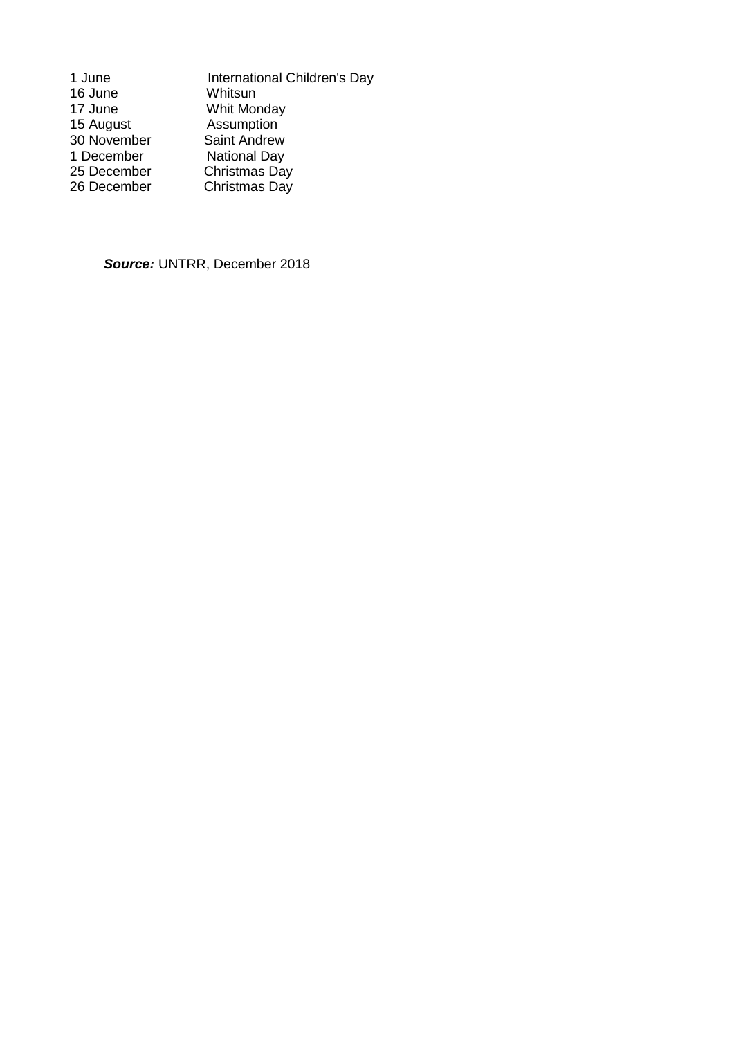| | |
|---|---|
| 1 June | International Children's Day |
| 16 June | Whitsun |
| 17 June | Whit Monday |
| 15 August | Assumption |
| 30 November | Saint Andrew |
| 1 December | National Day |
| 25 December | Christmas Day |
| 26 December | Christmas Day |

***Source:*** UNTRR, December 2018